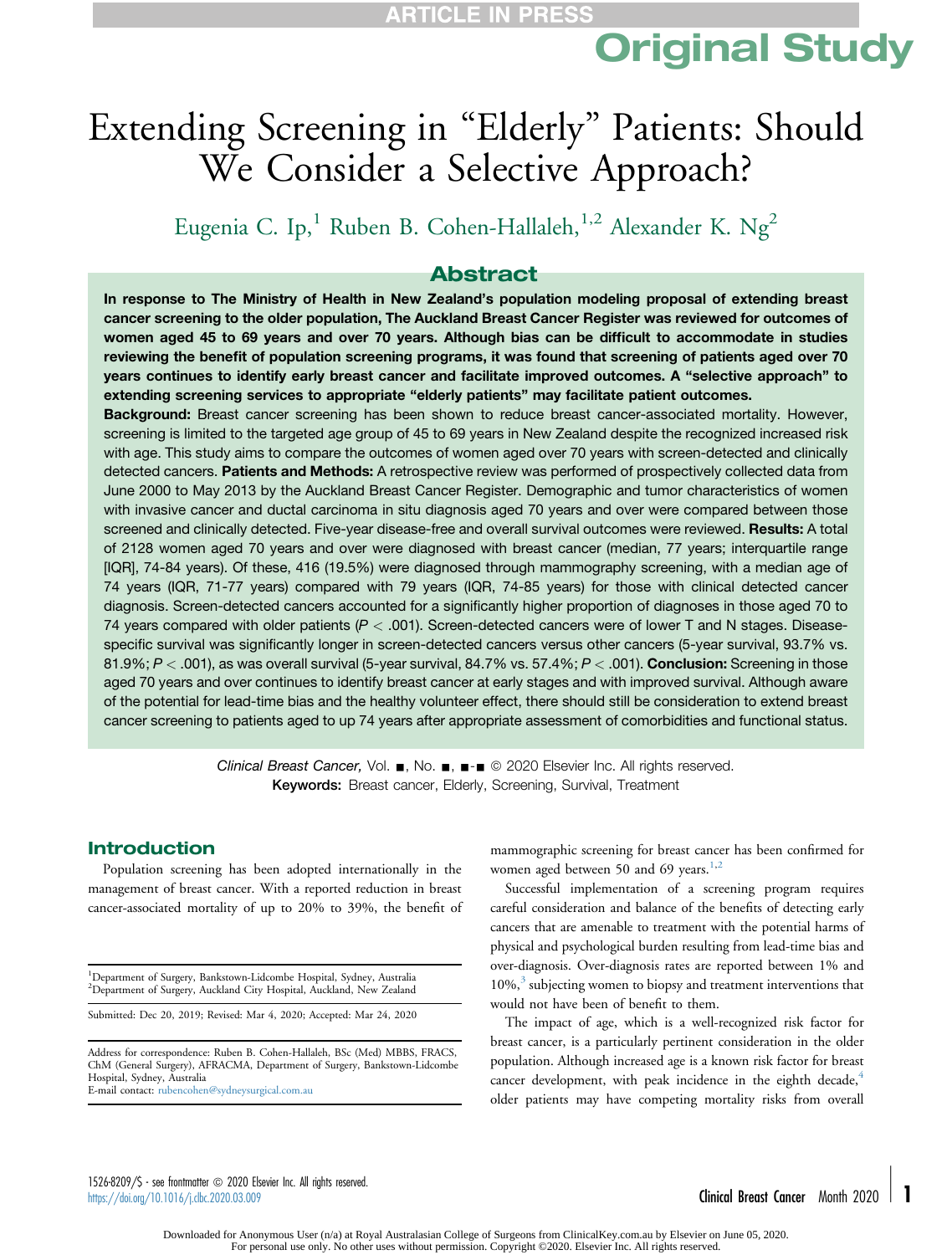Original Study

# Extending Screening in "Elderly" Patients: Should We Consider a Selective Approach?

Eugenia C. Ip,[1] Ruben B. Cohen-Hallaleh,[1,2] Alexander K. Ng[2]

## Abstract

**In response to The Ministry of Health in New Zealand's population modeling proposal of extending breast cancer screening to the older population, The Auckland Breast Cancer Register was reviewed for outcomes of women aged 45 to 69 years and over 70 years. Although bias can be difficult to accommodate in studies reviewing the benefit of population screening programs, it was found that screening of patients aged over 70 years continues to identify early breast cancer and facilitate improved outcomes. A "selective approach" to extending screening services to appropriate "elderly patients" may facilitate patient outcomes.**

**Background:** Breast cancer screening has been shown to reduce breast cancer-associated mortality. However, screening is limited to the targeted age group of 45 to 69 years in New Zealand despite the recognized increased risk with age. This study aims to compare the outcomes of women aged over 70 years with screen-detected and clinically detected cancers. **Patients and Methods:** A retrospective review was performed of prospectively collected data from June 2000 to May 2013 by the Auckland Breast Cancer Register. Demographic and tumor characteristics of women with invasive cancer and ductal carcinoma in situ diagnosis aged 70 years and over were compared between those screened and clinically detected. Five-year disease-free and overall survival outcomes were reviewed. **Results:** A total of 2128 women aged 70 years and over were diagnosed with breast cancer (median, 77 years; interquartile range [IQR], 74-84 years). Of these, 416 (19.5%) were diagnosed through mammography screening, with a median age of 74 years (IQR, 71-77 years) compared with 79 years (IQR, 74-85 years) for those with clinical detected cancer diagnosis. Screen-detected cancers accounted for a significantly higher proportion of diagnoses in those aged 70 to 74 years compared with older patients ($P < .001$). Screen-detected cancers were of lower T and N stages. Disease-specific survival was significantly longer in screen-detected cancers versus other cancers (5-year survival, 93.7% vs. 81.9%; $P < .001$), as was overall survival (5-year survival, 84.7% vs. 57.4%; $P < .001$). **Conclusion:** Screening in those aged 70 years and over continues to identify breast cancer at early stages and with improved survival. Although aware of the potential for lead-time bias and the healthy volunteer effect, there should still be consideration to extend breast cancer screening to patients aged to up 74 years after appropriate assessment of comorbidities and functional status.

*Clinical Breast Cancer,* Vol. ■, No. ■, ■-■ © 2020 Elsevier Inc. All rights reserved.

**Keywords:** Breast cancer, Elderly, Screening, Survival, Treatment

## Introduction

Population screening has been adopted internationally in the management of breast cancer. With a reported reduction in breast cancer-associated mortality of up to 20% to 39%, the benefit of mammographic screening for breast cancer has been confirmed for women aged between 50 and 69 years.[1,2]

Successful implementation of a screening program requires careful consideration and balance of the benefits of detecting early cancers that are amenable to treatment with the potential harms of physical and psychological burden resulting from lead-time bias and over-diagnosis. Over-diagnosis rates are reported between 1% and 10%,[3] subjecting women to biopsy and treatment interventions that would not have been of benefit to them.

The impact of age, which is a well-recognized risk factor for breast cancer, is a particularly pertinent consideration in the older population. Although increased age is a known risk factor for breast cancer development, with peak incidence in the eighth decade,[4] older patients may have competing mortality risks from overall

[1]Department of Surgery, Bankstown-Lidcombe Hospital, Sydney, Australia
[2]Department of Surgery, Auckland City Hospital, Auckland, New Zealand

Submitted: Dec 20, 2019; Revised: Mar 4, 2020; Accepted: Mar 24, 2020

Address for correspondence: Ruben B. Cohen-Hallaleh, BSc (Med) MBBS, FRACS, ChM (General Surgery), AFRACMA, Department of Surgery, Bankstown-Lidcombe Hospital, Sydney, Australia
E-mail contact: rubencohen@sydneysurgical.com.au

1526-8209/$ - see frontmatter © 2020 Elsevier Inc. All rights reserved.
https://doi.org/10.1016/j.clbc.2020.03.009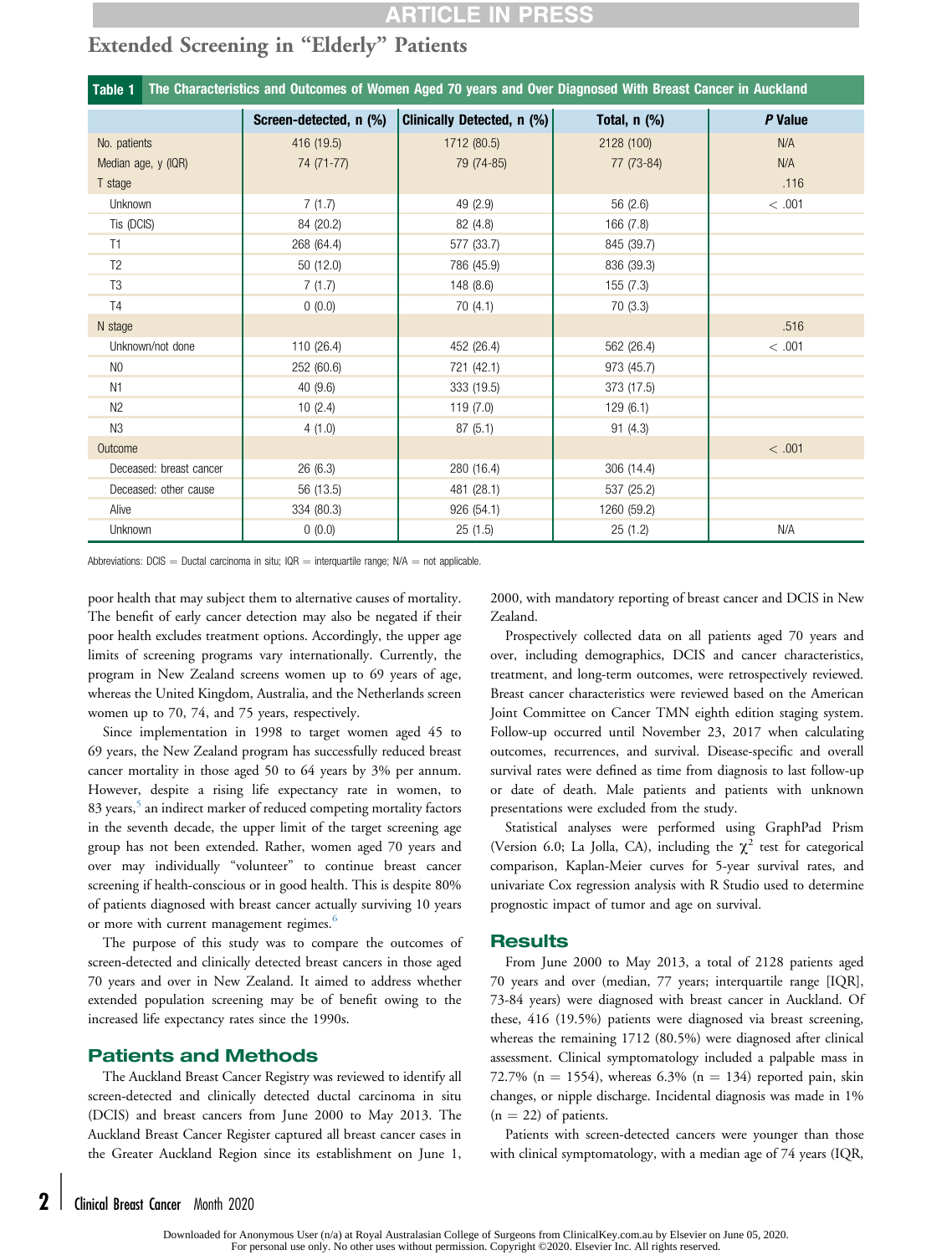## Extended Screening in "Elderly" Patients

**Table 1 The Characteristics and Outcomes of Women Aged 70 years and Over Diagnosed With Breast Cancer in Auckland**

| | Screen-detected, n (%) | Clinically Detected, n (%) | Total, n (%) | *P* Value |
|---|---|---|---|---|
| No. patients | 416 (19.5) | 1712 (80.5) | 2128 (100) | N/A |
| Median age, y (IQR) | 74 (71-77) | 79 (74-85) | 77 (73-84) | N/A |
| T stage | | | | .116 |
| Unknown | 7 (1.7) | 49 (2.9) | 56 (2.6) | < .001 |
| Tis (DCIS) | 84 (20.2) | 82 (4.8) | 166 (7.8) | |
| T1 | 268 (64.4) | 577 (33.7) | 845 (39.7) | |
| T2 | 50 (12.0) | 786 (45.9) | 836 (39.3) | |
| T3 | 7 (1.7) | 148 (8.6) | 155 (7.3) | |
| T4 | 0 (0.0) | 70 (4.1) | 70 (3.3) | |
| N stage | | | | .516 |
| Unknown/not done | 110 (26.4) | 452 (26.4) | 562 (26.4) | < .001 |
| N0 | 252 (60.6) | 721 (42.1) | 973 (45.7) | |
| N1 | 40 (9.6) | 333 (19.5) | 373 (17.5) | |
| N2 | 10 (2.4) | 119 (7.0) | 129 (6.1) | |
| N3 | 4 (1.0) | 87 (5.1) | 91 (4.3) | |
| Outcome | | | | < .001 |
| Deceased: breast cancer | 26 (6.3) | 280 (16.4) | 306 (14.4) | |
| Deceased: other cause | 56 (13.5) | 481 (28.1) | 537 (25.2) | |
| Alive | 334 (80.3) | 926 (54.1) | 1260 (59.2) | |
| Unknown | 0 (0.0) | 25 (1.5) | 25 (1.2) | N/A |

Abbreviations: DCIS = Ductal carcinoma in situ; IQR = interquartile range; N/A = not applicable.

poor health that may subject them to alternative causes of mortality. The benefit of early cancer detection may also be negated if their poor health excludes treatment options. Accordingly, the upper age limits of screening programs vary internationally. Currently, the program in New Zealand screens women up to 69 years of age, whereas the United Kingdom, Australia, and the Netherlands screen women up to 70, 74, and 75 years, respectively.

Since implementation in 1998 to target women aged 45 to 69 years, the New Zealand program has successfully reduced breast cancer mortality in those aged 50 to 64 years by 3% per annum. However, despite a rising life expectancy rate in women, to 83 years,[5] an indirect marker of reduced competing mortality factors in the seventh decade, the upper limit of the target screening age group has not been extended. Rather, women aged 70 years and over may individually "volunteer" to continue breast cancer screening if health-conscious or in good health. This is despite 80% of patients diagnosed with breast cancer actually surviving 10 years or more with current management regimes.[6]

The purpose of this study was to compare the outcomes of screen-detected and clinically detected breast cancers in those aged 70 years and over in New Zealand. It aimed to address whether extended population screening may be of benefit owing to the increased life expectancy rates since the 1990s.

## Patients and Methods

The Auckland Breast Cancer Registry was reviewed to identify all screen-detected and clinically detected ductal carcinoma in situ (DCIS) and breast cancers from June 2000 to May 2013. The Auckland Breast Cancer Register captured all breast cancer cases in the Greater Auckland Region since its establishment on June 1, 2000, with mandatory reporting of breast cancer and DCIS in New Zealand.

Prospectively collected data on all patients aged 70 years and over, including demographics, DCIS and cancer characteristics, treatment, and long-term outcomes, were retrospectively reviewed. Breast cancer characteristics were reviewed based on the American Joint Committee on Cancer TMN eighth edition staging system. Follow-up occurred until November 23, 2017 when calculating outcomes, recurrences, and survival. Disease-specific and overall survival rates were defined as time from diagnosis to last follow-up or date of death. Male patients and patients with unknown presentations were excluded from the study.

Statistical analyses were performed using GraphPad Prism (Version 6.0; La Jolla, CA), including the $\chi^2$ test for categorical comparison, Kaplan-Meier curves for 5-year survival rates, and univariate Cox regression analysis with R Studio used to determine prognostic impact of tumor and age on survival.

## Results

From June 2000 to May 2013, a total of 2128 patients aged 70 years and over (median, 77 years; interquartile range [IQR], 73-84 years) were diagnosed with breast cancer in Auckland. Of these, 416 (19.5%) patients were diagnosed via breast screening, whereas the remaining 1712 (80.5%) were diagnosed after clinical assessment. Clinical symptomatology included a palpable mass in 72.7% (n = 1554), whereas 6.3% (n = 134) reported pain, skin changes, or nipple discharge. Incidental diagnosis was made in 1% (n = 22) of patients.

Patients with screen-detected cancers were younger than those with clinical symptomatology, with a median age of 74 years (IQR,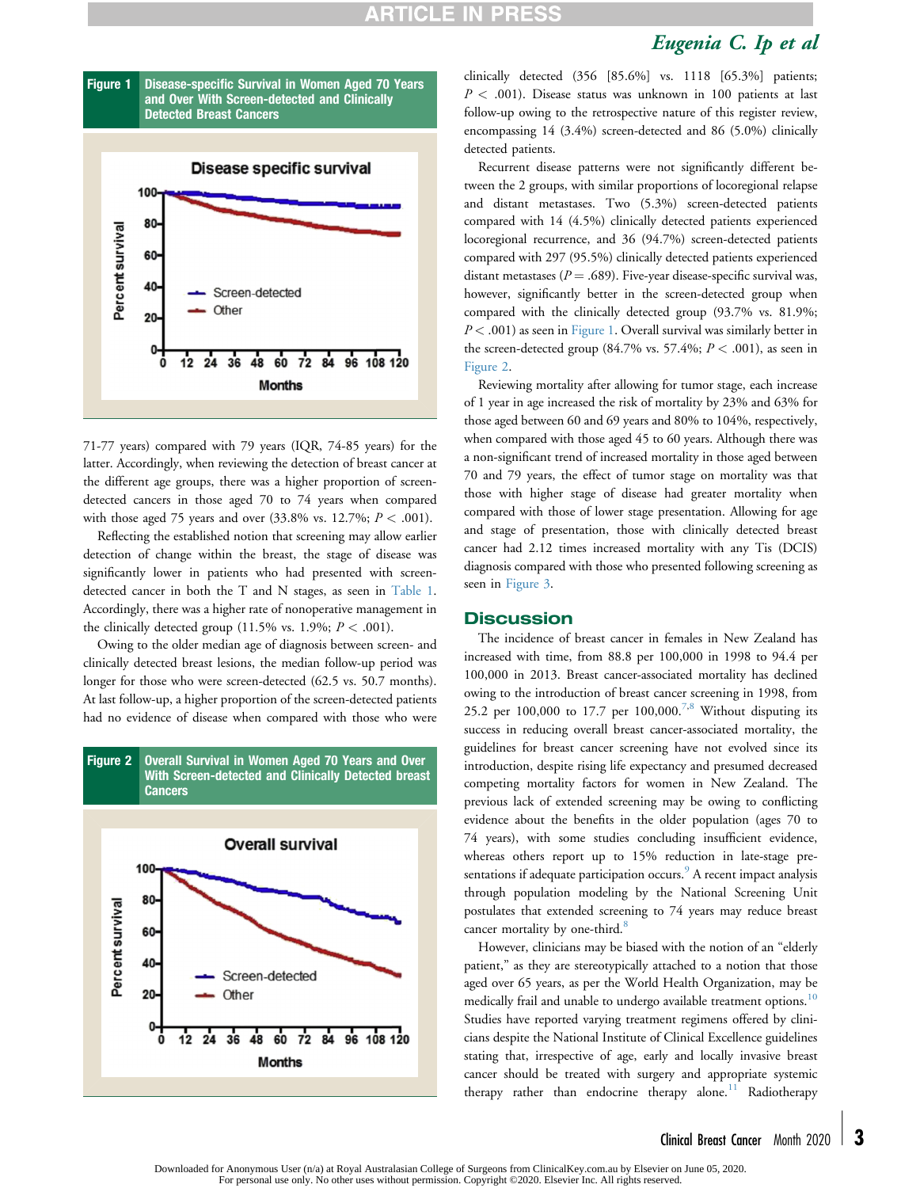**Figure 1** Disease-specific Survival in Women Aged 70 Years and Over With Screen-detected and Clinically Detected Breast Cancers

71-77 years) compared with 79 years (IQR, 74-85 years) for the latter. Accordingly, when reviewing the detection of breast cancer at the different age groups, there was a higher proportion of screen-detected cancers in those aged 70 to 74 years when compared with those aged 75 years and over (33.8% vs. 12.7%; $P < .001$).

Reflecting the established notion that screening may allow earlier detection of change within the breast, the stage of disease was significantly lower in patients who had presented with screen-detected cancer in both the T and N stages, as seen in Table 1. Accordingly, there was a higher rate of nonoperative management in the clinically detected group (11.5% vs. 1.9%; $P < .001$).

Owing to the older median age of diagnosis between screen- and clinically detected breast lesions, the median follow-up period was longer for those who were screen-detected (62.5 vs. 50.7 months). At last follow-up, a higher proportion of the screen-detected patients had no evidence of disease when compared with those who were clinically detected (356 [85.6%] vs. 1118 [65.3%] patients; $P < .001$). Disease status was unknown in 100 patients at last follow-up owing to the retrospective nature of this register review, encompassing 14 (3.4%) screen-detected and 86 (5.0%) clinically detected patients.

**Figure 2** Overall Survival in Women Aged 70 Years and Over With Screen-detected and Clinically Detected breast Cancers

Recurrent disease patterns were not significantly different between the 2 groups, with similar proportions of locoregional relapse and distant metastases. Two (5.3%) screen-detected patients compared with 14 (4.5%) clinically detected patients experienced locoregional recurrence, and 36 (94.7%) screen-detected patients compared with 297 (95.5%) clinically detected patients experienced distant metastases ($P = .689$). Five-year disease-specific survival was, however, significantly better in the screen-detected group when compared with the clinically detected group (93.7% vs. 81.9%; $P < .001$) as seen in Figure 1. Overall survival was similarly better in the screen-detected group (84.7% vs. 57.4%; $P < .001$), as seen in Figure 2.

Reviewing mortality after allowing for tumor stage, each increase of 1 year in age increased the risk of mortality by 23% and 63% for those aged between 60 and 69 years and 80% to 104%, respectively, when compared with those aged 45 to 60 years. Although there was a non-significant trend of increased mortality in those aged between 70 and 79 years, the effect of tumor stage on mortality was that those with higher stage of disease had greater mortality when compared with those of lower stage presentation. Allowing for age and stage of presentation, those with clinically detected breast cancer had 2.12 times increased mortality with any Tis (DCIS) diagnosis compared with those who presented following screening as seen in Figure 3.

## Discussion

The incidence of breast cancer in females in New Zealand has increased with time, from 88.8 per 100,000 in 1998 to 94.4 per 100,000 in 2013. Breast cancer-associated mortality has declined owing to the introduction of breast cancer screening in 1998, from 25.2 per 100,000 to 17.7 per 100,000.[7,8] Without disputing its success in reducing overall breast cancer-associated mortality, the guidelines for breast cancer screening have not evolved since its introduction, despite rising life expectancy and presumed decreased competing mortality factors for women in New Zealand. The previous lack of extended screening may be owing to conflicting evidence about the benefits in the older population (ages 70 to 74 years), with some studies concluding insufficient evidence, whereas others report up to 15% reduction in late-stage presentations if adequate participation occurs.[9] A recent impact analysis through population modeling by the National Screening Unit postulates that extended screening to 74 years may reduce breast cancer mortality by one-third.[8]

However, clinicians may be biased with the notion of an "elderly patient," as they are stereotypically attached to a notion that those aged over 65 years, as per the World Health Organization, may be medically frail and unable to undergo available treatment options.[10] Studies have reported varying treatment regimens offered by clinicians despite the National Institute of Clinical Excellence guidelines stating that, irrespective of age, early and locally invasive breast cancer should be treated with surgery and appropriate systemic therapy rather than endocrine therapy alone.[11] Radiotherapy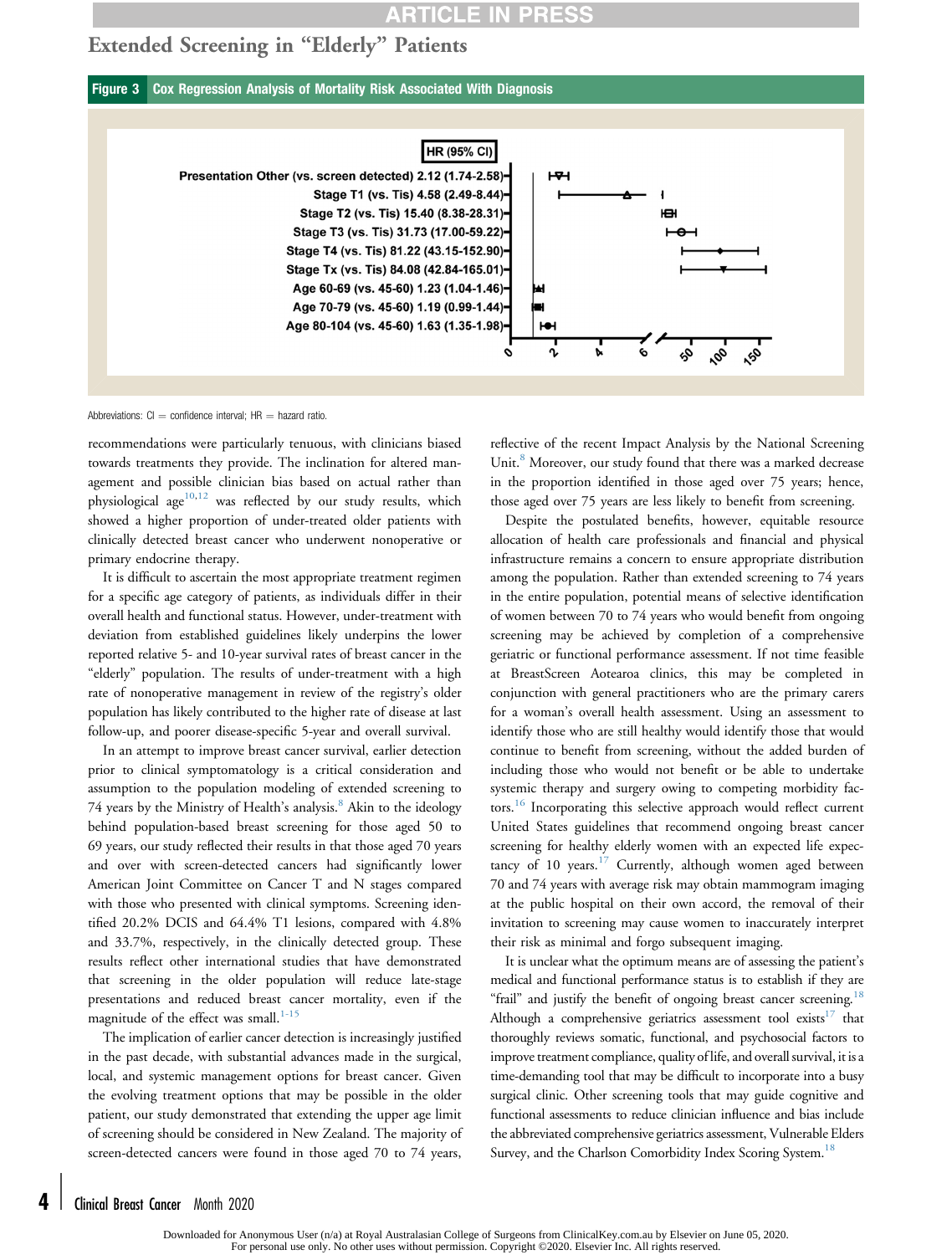**Figure 3 Cox Regression Analysis of Mortality Risk Associated With Diagnosis**

| HR (95% CI) |
| --- |
| Presentation Other (vs. screen detected) 2.12 (1.74-2.58) |
| Stage T1 (vs. Tis) 4.58 (2.49-8.44) |
| Stage T2 (vs. Tis) 15.40 (8.38-28.31) |
| Stage T3 (vs. Tis) 31.73 (17.00-59.22) |
| Stage T4 (vs. Tis) 81.22 (43.15-152.90) |
| Stage Tx (vs. Tis) 84.08 (42.84-165.01) |
| Age 60-69 (vs. 45-60) 1.23 (1.04-1.46) |
| Age 70-79 (vs. 45-60) 1.19 (0.99-1.44) |
| Age 80-104 (vs. 45-60) 1.63 (1.35-1.98) |

Abbreviations: CI = confidence interval; HR = hazard ratio.

recommendations were particularly tenuous, with clinicians biased towards treatments they provide. The inclination for altered management and possible clinician bias based on actual rather than physiological age[10,12] was reflected by our study results, which showed a higher proportion of under-treated older patients with clinically detected breast cancer who underwent nonoperative or primary endocrine therapy.

It is difficult to ascertain the most appropriate treatment regimen for a specific age category of patients, as individuals differ in their overall health and functional status. However, under-treatment with deviation from established guidelines likely underpins the lower reported relative 5- and 10-year survival rates of breast cancer in the "elderly" population. The results of under-treatment with a high rate of nonoperative management in review of the registry's older population has likely contributed to the higher rate of disease at last follow-up, and poorer disease-specific 5-year and overall survival.

In an attempt to improve breast cancer survival, earlier detection prior to clinical symptomatology is a critical consideration and assumption to the population modeling of extended screening to 74 years by the Ministry of Health's analysis.[8] Akin to the ideology behind population-based breast screening for those aged 50 to 69 years, our study reflected their results in that those aged 70 years and over with screen-detected cancers had significantly lower American Joint Committee on Cancer T and N stages compared with those who presented with clinical symptoms. Screening identified 20.2% DCIS and 64.4% T1 lesions, compared with 4.8% and 33.7%, respectively, in the clinically detected group. These results reflect other international studies that have demonstrated that screening in the older population will reduce late-stage presentations and reduced breast cancer mortality, even if the magnitude of the effect was small.[1-15]

The implication of earlier cancer detection is increasingly justified in the past decade, with substantial advances made in the surgical, local, and systemic management options for breast cancer. Given the evolving treatment options that may be possible in the older patient, our study demonstrated that extending the upper age limit of screening should be considered in New Zealand. The majority of screen-detected cancers were found in those aged 70 to 74 years, reflective of the recent Impact Analysis by the National Screening Unit.[8] Moreover, our study found that there was a marked decrease in the proportion identified in those aged over 75 years; hence, those aged over 75 years are less likely to benefit from screening.

Despite the postulated benefits, however, equitable resource allocation of health care professionals and financial and physical infrastructure remains a concern to ensure appropriate distribution among the population. Rather than extended screening to 74 years in the entire population, potential means of selective identification of women between 70 to 74 years who would benefit from ongoing screening may be achieved by completion of a comprehensive geriatric or functional performance assessment. If not time feasible at BreastScreen Aotearoa clinics, this may be completed in conjunction with general practitioners who are the primary carers for a woman's overall health assessment. Using an assessment to identify those who are still healthy would identify those that would continue to benefit from screening, without the added burden of including those who would not benefit or be able to undertake systemic therapy and surgery owing to competing morbidity factors.[16] Incorporating this selective approach would reflect current United States guidelines that recommend ongoing breast cancer screening for healthy elderly women with an expected life expectancy of 10 years.[17] Currently, although women aged between 70 and 74 years with average risk may obtain mammogram imaging at the public hospital on their own accord, the removal of their invitation to screening may cause women to inaccurately interpret their risk as minimal and forgo subsequent imaging.

It is unclear what the optimum means are of assessing the patient's medical and functional performance status is to establish if they are "frail" and justify the benefit of ongoing breast cancer screening.[18] Although a comprehensive geriatrics assessment tool exists[17] that thoroughly reviews somatic, functional, and psychosocial factors to improve treatment compliance, quality of life, and overall survival, it is a time-demanding tool that may be difficult to incorporate into a busy surgical clinic. Other screening tools that may guide cognitive and functional assessments to reduce clinician influence and bias include the abbreviated comprehensive geriatrics assessment, Vulnerable Elders Survey, and the Charlson Comorbidity Index Scoring System.[18]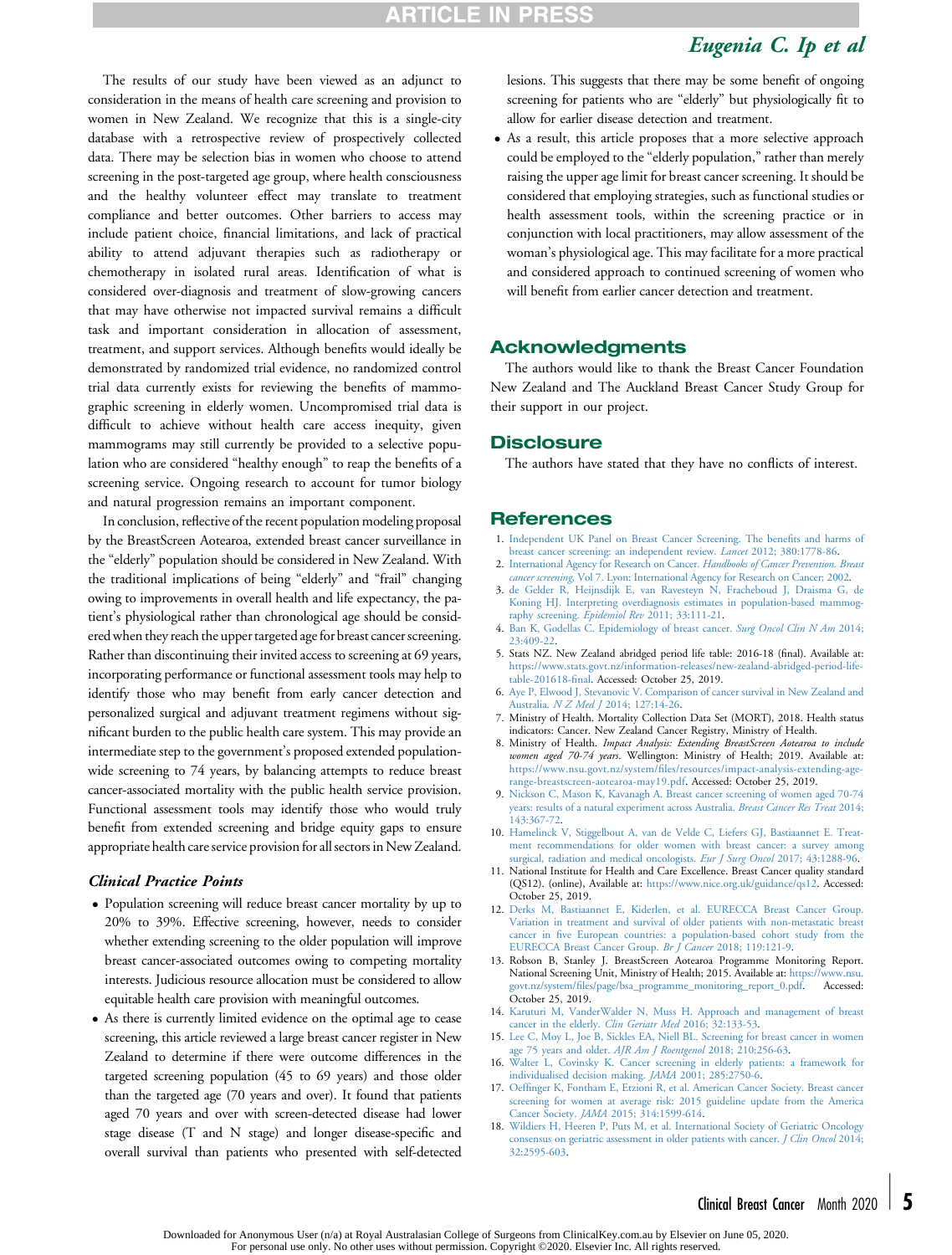The results of our study have been viewed as an adjunct to consideration in the means of health care screening and provision to women in New Zealand. We recognize that this is a single-city database with a retrospective review of prospectively collected data. There may be selection bias in women who choose to attend screening in the post-targeted age group, where health consciousness and the healthy volunteer effect may translate to treatment compliance and better outcomes. Other barriers to access may include patient choice, financial limitations, and lack of practical ability to attend adjuvant therapies such as radiotherapy or chemotherapy in isolated rural areas. Identification of what is considered over-diagnosis and treatment of slow-growing cancers that may have otherwise not impacted survival remains a difficult task and important consideration in allocation of assessment, treatment, and support services. Although benefits would ideally be demonstrated by randomized trial evidence, no randomized control trial data currently exists for reviewing the benefits of mammographic screening in elderly women. Uncompromised trial data is difficult to achieve without health care access inequity, given mammograms may still currently be provided to a selective population who are considered "healthy enough" to reap the benefits of a screening service. Ongoing research to account for tumor biology and natural progression remains an important component.

In conclusion, reflective of the recent population modeling proposal by the BreastScreen Aotearoa, extended breast cancer surveillance in the "elderly" population should be considered in New Zealand. With the traditional implications of being "elderly" and "frail" changing owing to improvements in overall health and life expectancy, the patient's physiological rather than chronological age should be considered when they reach the upper targeted age for breast cancer screening. Rather than discontinuing their invited access to screening at 69 years, incorporating performance or functional assessment tools may help to identify those who may benefit from early cancer detection and personalized surgical and adjuvant treatment regimens without significant burden to the public health care system. This may provide an intermediate step to the government's proposed extended population-wide screening to 74 years, by balancing attempts to reduce breast cancer-associated mortality with the public health service provision. Functional assessment tools may identify those who would truly benefit from extended screening and bridge equity gaps to ensure appropriate health care service provision for all sectors in New Zealand.

### *Clinical Practice Points*

- Population screening will reduce breast cancer mortality by up to 20% to 39%. Effective screening, however, needs to consider whether extending screening to the older population will improve breast cancer-associated outcomes owing to competing mortality interests. Judicious resource allocation must be considered to allow equitable health care provision with meaningful outcomes.
- As there is currently limited evidence on the optimal age to cease screening, this article reviewed a large breast cancer register in New Zealand to determine if there were outcome differences in the targeted screening population (45 to 69 years) and those older than the targeted age (70 years and over). It found that patients aged 70 years and over with screen-detected disease had lower stage disease (T and N stage) and longer disease-specific and overall survival than patients who presented with self-detected lesions. This suggests that there may be some benefit of ongoing screening for patients who are "elderly" but physiologically fit to allow for earlier disease detection and treatment.
- As a result, this article proposes that a more selective approach could be employed to the "elderly population," rather than merely raising the upper age limit for breast cancer screening. It should be considered that employing strategies, such as functional studies or health assessment tools, within the screening practice or in conjunction with local practitioners, may allow assessment of the woman's physiological age. This may facilitate for a more practical and considered approach to continued screening of women who will benefit from earlier cancer detection and treatment.

## Acknowledgments

The authors would like to thank the Breast Cancer Foundation New Zealand and The Auckland Breast Cancer Study Group for their support in our project.

## Disclosure

The authors have stated that they have no conflicts of interest.

## References

1. Independent UK Panel on Breast Cancer Screening. The benefits and harms of breast cancer screening: an independent review. *Lancet* 2012; 380:1778-86.
2. International Agency for Research on Cancer. *Handbooks of Cancer Prevention. Breast cancer screening*, Vol 7. Lyon: International Agency for Research on Cancer; 2002.
3. de Gelder R, Heijnsdijk E, van Ravesteyn N, Fracheboud J, Draisma G, de Koning HJ. Interpreting overdiagnosis estimates in population-based mammography screening. *Epidemiol Rev* 2011; 33:111-21.
4. Ban K, Godellas C. Epidemiology of breast cancer. *Surg Oncol Clin N Am* 2014; 23:409-22.
5. Stats NZ. New Zealand abridged period life table: 2016-18 (final). Available at: https://www.stats.govt.nz/information-releases/new-zealand-abridged-period-life-table-201618-final. Accessed: October 25, 2019.
6. Aye P, Elwood J, Stevanovic V. Comparison of cancer survival in New Zealand and Australia. *N Z Med J* 2014; 127:14-26.
7. Ministry of Health. Mortality Collection Data Set (MORT), 2018. Health status indicators: Cancer. New Zealand Cancer Registry, Ministry of Health.
8. Ministry of Health. *Impact Analysis: Extending BreastScreen Aotearoa to include women aged 70-74 years*. Wellington: Ministry of Health; 2019. Available at: https://www.nsu.govt.nz/system/files/resources/impact-analysis-extending-age-range-breastscreen-aotearoa-may19.pdf. Accessed: October 25, 2019.
9. Nickson C, Mason K, Kavanagh A. Breast cancer screening of women aged 70-74 years: results of a natural experiment across Australia. *Breast Cancer Res Treat* 2014; 143:367-72.
10. Hamelinck V, Stiggelbout A, van de Velde C, Liefers GJ, Bastiaannet E. Treatment recommendations for older women with breast cancer: a survey among surgical, radiation and medical oncologists. *Eur J Surg Oncol* 2017; 43:1288-96.
11. National Institute for Health and Care Excellence. Breast Cancer quality standard (QS12). (online), Available at: https://www.nice.org.uk/guidance/qs12. Accessed: October 25, 2019.
12. Derks M, Bastiaannet E, Kiderlen, et al. EURECCA Breast Cancer Group. Variation in treatment and survival of older patients with non-metastatic breast cancer in five European countries: a population-based cohort study from the EURECCA Breast Cancer Group. *Br J Cancer* 2018; 119:121-9.
13. Robson B, Stanley J. BreastScreen Aotearoa Programme Monitoring Report. National Screening Unit, Ministry of Health; 2015. Available at: https://www.nsu.govt.nz/system/files/page/bsa_programme_monitoring_report_0.pdf. Accessed: October 25, 2019.
14. Karuturi M, VanderWalder N, Muss H. Approach and management of breast cancer in the elderly. *Clin Geriatr Med* 2016; 32:133-53.
15. Lee C, Moy L, Joe B, Sickles EA, Niell BL. Screening for breast cancer in women age 75 years and older. *AJR Am J Roentgenol* 2018; 210:256-63.
16. Walter L, Covinsky K. Cancer screening in elderly patients: a framework for individualised decision making. *JAMA* 2001; 285:2750-6.
17. Oeffinger K, Fontham E, Etzioni R, et al. American Cancer Society. Breast cancer screening for women at average risk: 2015 guideline update from the America Cancer Society. *JAMA* 2015; 314:1599-614.
18. Wildiers H, Heeren P, Puts M, et al. International Society of Geriatric Oncology consensus on geriatric assessment in older patients with cancer. *J Clin Oncol* 2014; 32:2595-603.